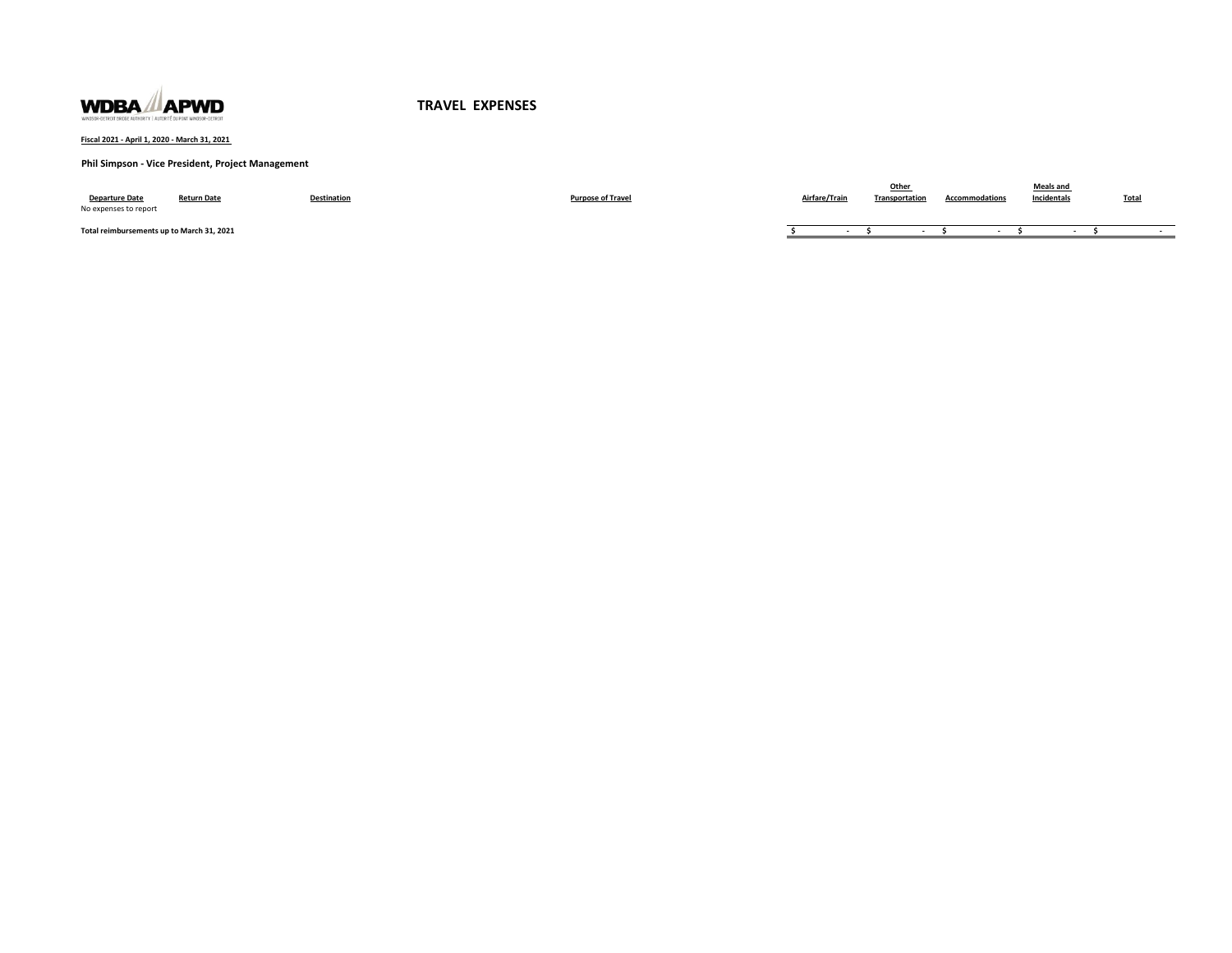# TRAVEL EXPENSES

**Fiscal 2021 - April 1, 2020 - March 31, 2021**

**Phil Simpson - Vice President, Project Management**

| Departure Date | Return Date | Destination | Purpose of Travel | Airfare/Train | Other Transportation | Accommodations | Meals and Incidentals | Total |
|---|---|---|---|---|---|---|---|---|
| No expenses to report | | | | | | | | |
| **Total reimbursements up to March 31, 2021** | | | | $ - | $ - | $ - | $ - | $ - |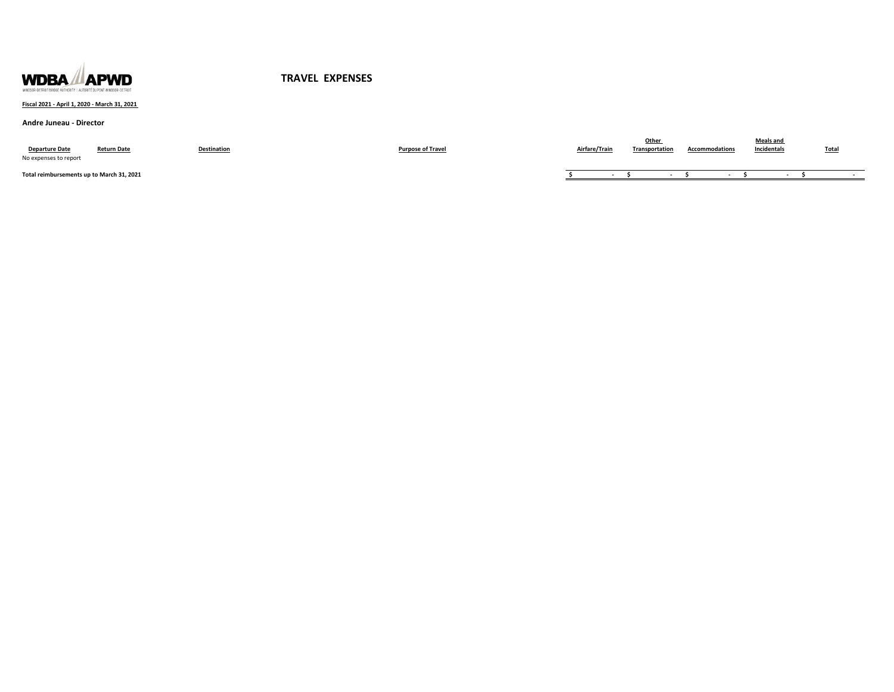WDBA APWD

WINDSOR-DETROIT BRIDGE AUTHORITY | AUTORITÉ DU PONT WINDSOR-DÉTROIT

# TRAVEL EXPENSES

**Fiscal 2021 - April 1, 2020 - March 31, 2021**

**Andre Juneau - Director**

| Departure Date | Return Date | Destination | Purpose of Travel | Airfare/Train | Other Transportation | Accommodations | Meals and Incidentals | Total |
|---|---|---|---|---|---|---|---|---|
| No expenses to report | | | | | | | | |
| **Total reimbursements up to March 31, 2021** | | | | $ - | $ - | $ - | $ - | $ - |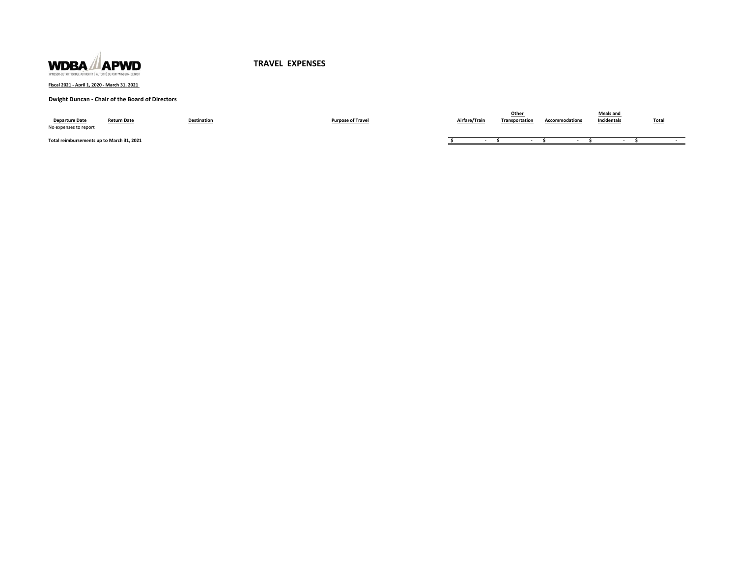WDBA APWD

WINDSOR-DETROIT BRIDGE AUTHORITY | AUTORITÉ DU PONT WINDSOR-DÉTROIT

# TRAVEL EXPENSES

**Fiscal 2021 - April 1, 2020 - March 31, 2021**

**Dwight Duncan - Chair of the Board of Directors**

| Departure Date | Return Date | Destination | Purpose of Travel | Airfare/Train | Other Transportation | Accommodations | Meals and Incidentals | Total |
|---|---|---|---|---|---|---|---|---|
| No expenses to report | | | | | | | | |
| **Total reimbursements up to March 31, 2021** | | | | $ - | $ - | $ - | $ - | $ - |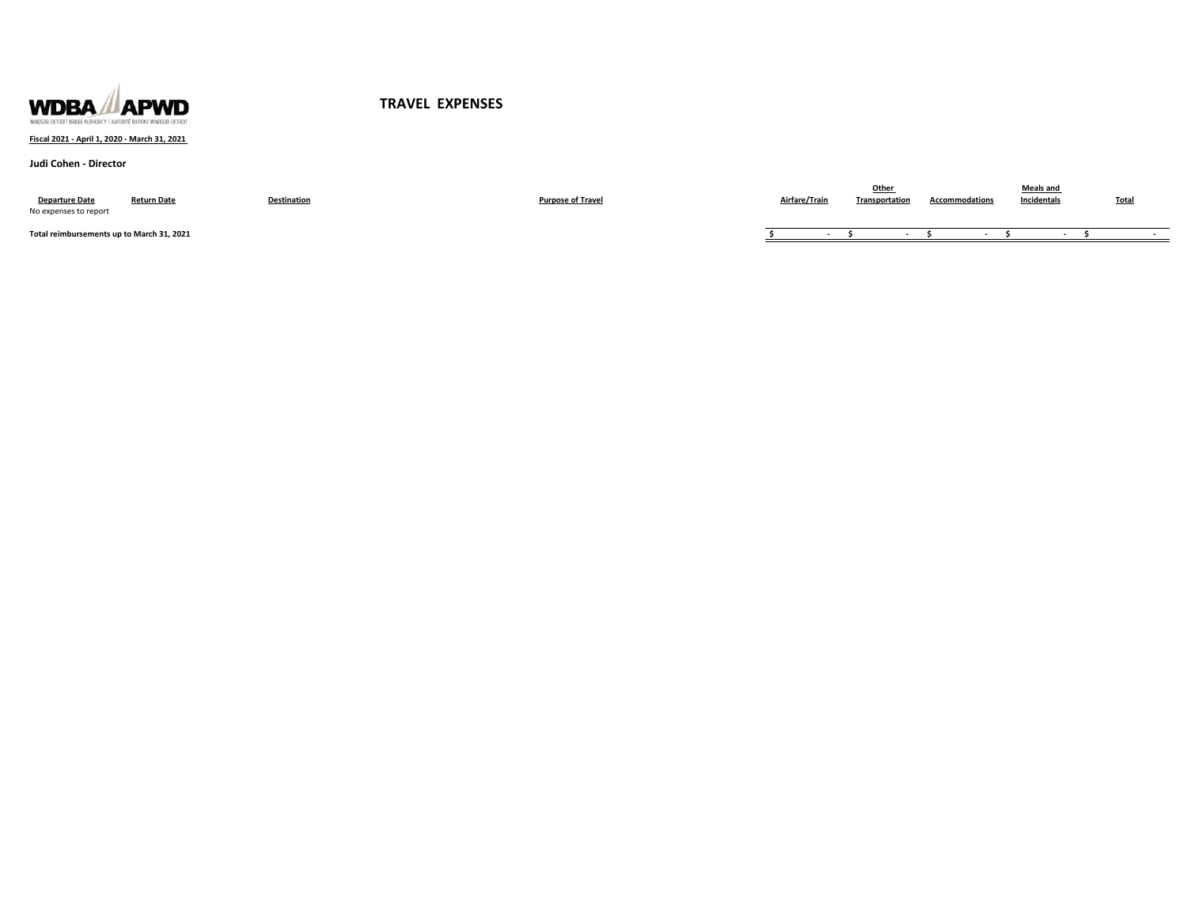# TRAVEL EXPENSES

**Fiscal 2021 - April 1, 2020 - March 31, 2021**

**Judi Cohen - Director**

| Departure Date | Return Date | Destination | Purpose of Travel | Airfare/Train | Other Transportation | Accommodations | Meals and Incidentals | Total |
|---|---|---|---|---|---|---|---|---|
| No expenses to report | | | | | | | | |
| **Total reimbursements up to March 31, 2021** | | | | **$ -** | **$ -** | **$ -** | **$ -** | **$ -** |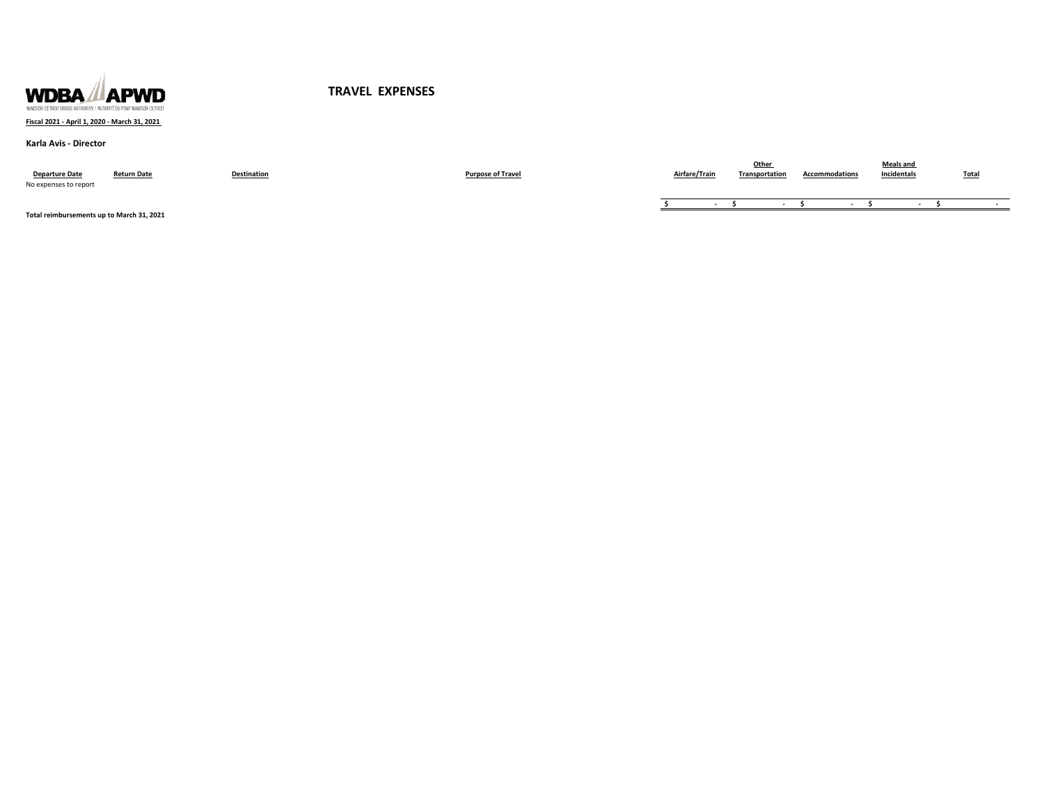WDBA APWD

WINDSOR-DETROIT BRIDGE AUTHORITY | AUTORITÉ DU PONT WINDSOR-DETROIT

# TRAVEL EXPENSES

**Fiscal 2021 - April 1, 2020 - March 31, 2021**

**Karla Avis - Director**

| Departure Date | Return Date | Destination | Purpose of Travel | Airfare/Train | Other Transportation | Accommodations | Meals and Incidentals | Total |
|---|---|---|---|---|---|---|---|---|
| No expenses to report | | | | | | | | |
| | | | | $ - | $ - | $ - | $ - | $ - |

**Total reimbursements up to March 31, 2021**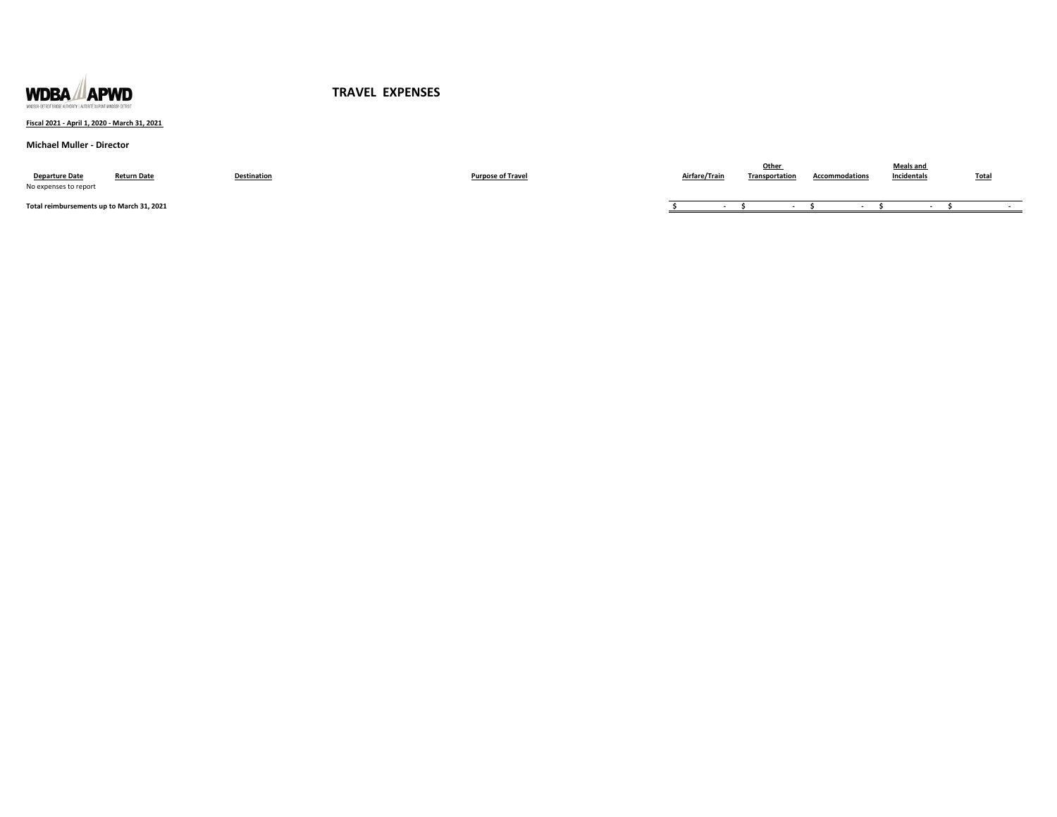WDBA APWD

WINDSOR-DETROIT BRIDGE AUTHORITY | AUTORITÉ DU PONT WINDSOR-DÉTROIT

# TRAVEL EXPENSES

**Fiscal 2021 - April 1, 2020 - March 31, 2021**

**Michael Muller - Director**

| Departure Date | Return Date | Destination | Purpose of Travel | Airfare/Train | Other Transportation | Accommodations | Meals and Incidentals | Total |
|---|---|---|---|---|---|---|---|---|
| No expenses to report | | | | | | | | |
| **Total reimbursements up to March 31, 2021** | | | | **$ -** | **$ -** | **$ -** | **$ -** | **$ -** |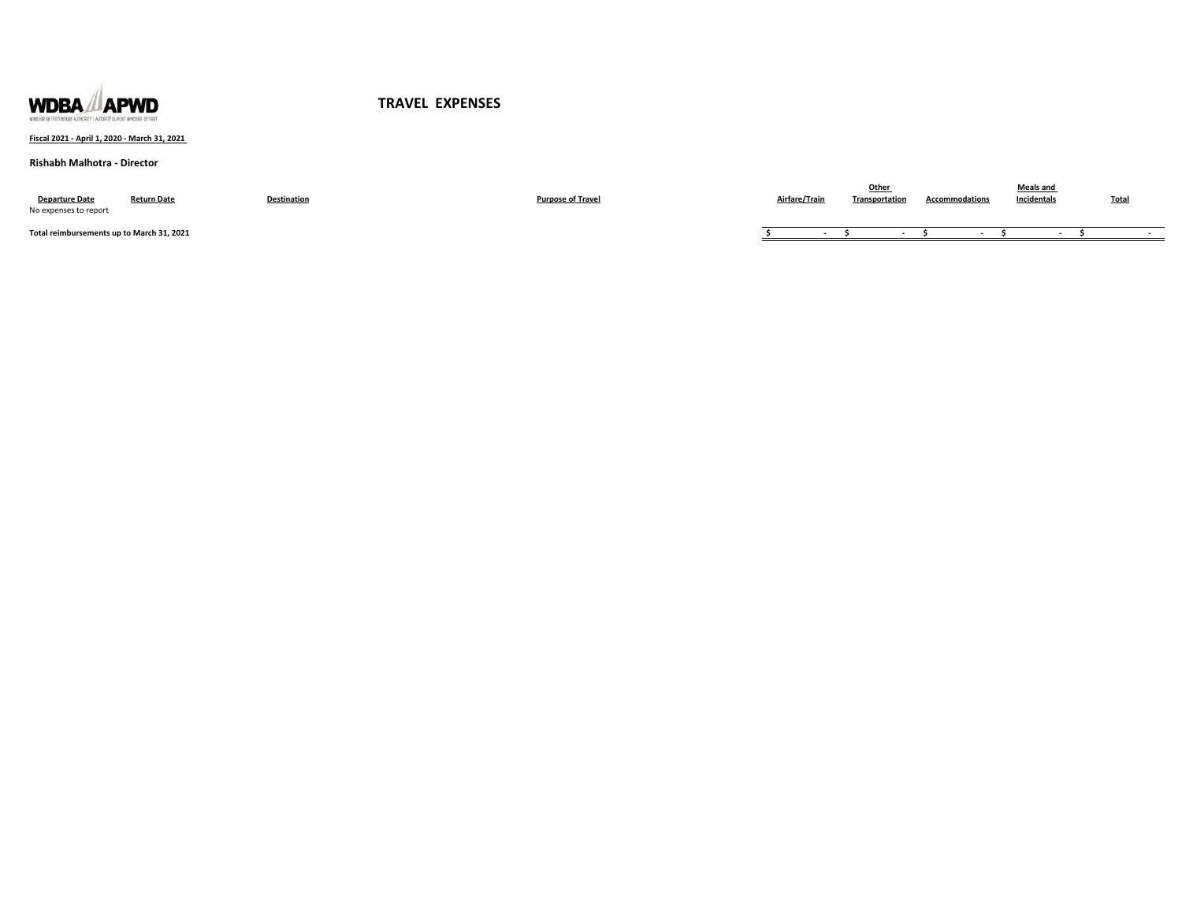# TRAVEL EXPENSES

**Fiscal 2021 - April 1, 2020 - March 31, 2021**

**Rishabh Malhotra - Director**

| Departure Date | Return Date | Destination | Purpose of Travel | Airfare/Train | Other Transportation | Accommodations | Meals and Incidentals | Total |
|---|---|---|---|---|---|---|---|---|
| No expenses to report | | | | | | | | |
| **Total reimbursements up to March 31, 2021** | | | | **$ -** | **$ -** | **$ -** | **$ -** | **$ -** |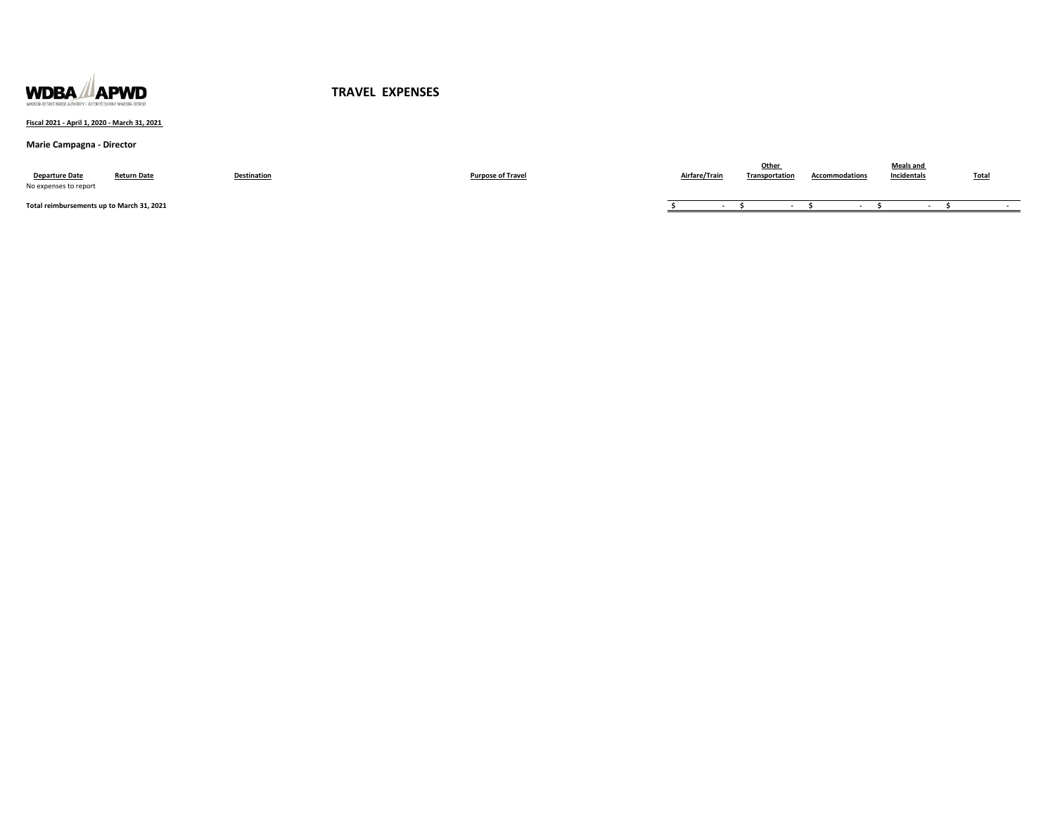# TRAVEL EXPENSES

**Fiscal 2021 - April 1, 2020 - March 31, 2021**

**Marie Campagna - Director**

| Departure Date | Return Date | Destination | Purpose of Travel | Airfare/Train | Other Transportation | Accommodations | Meals and Incidentals | Total |
|---|---|---|---|---|---|---|---|---|
| No expenses to report | | | | | | | | |
| **Total reimbursements up to March 31, 2021** | | | | $ - | $ - | $ - | $ - | $ - |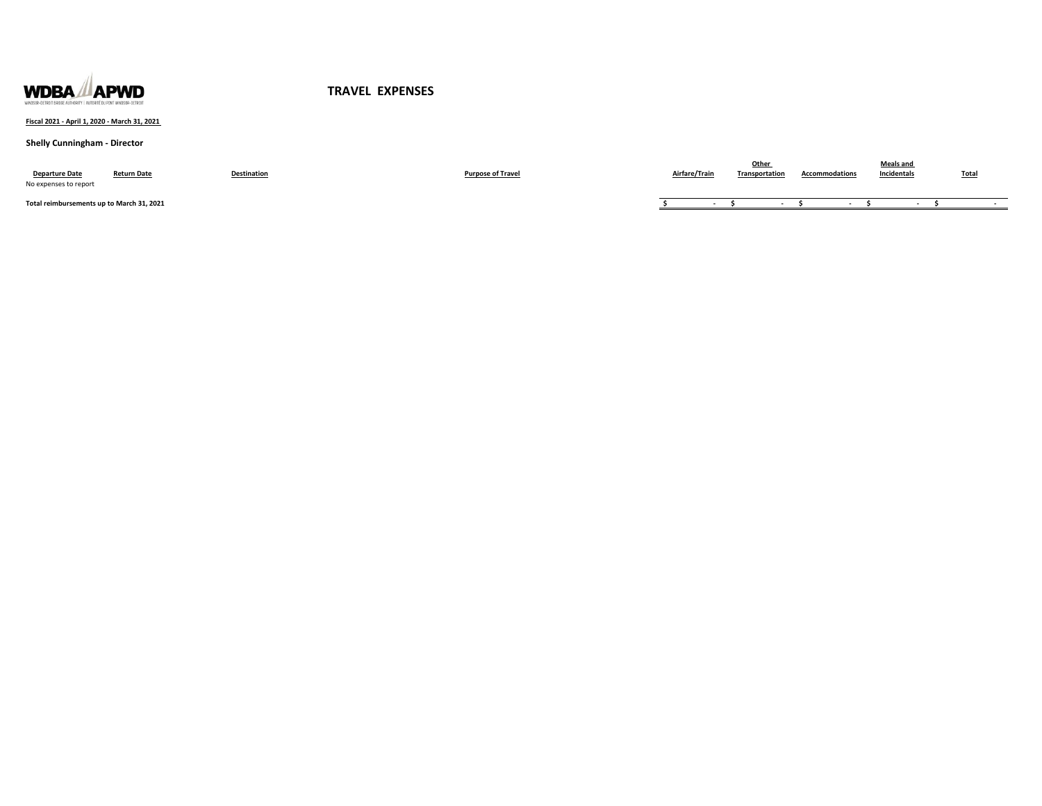WDBA APWD
WINDSOR-DETROIT BRIDGE AUTHORITY | AUTORITÉ DU PONT WINDSOR-DÉTROIT

# TRAVEL EXPENSES

**Fiscal 2021 - April 1, 2020 - March 31, 2021**

**Shelly Cunningham - Director**

| Departure Date | Return Date | Destination | Purpose of Travel | Airfare/Train | Other Transportation | Accommodations | Meals and Incidentals | Total |
|---|---|---|---|---|---|---|---|---|
| No expenses to report | | | | | | | | |
| **Total reimbursements up to March 31, 2021** | | | | $ - | $ - | $ - | $ - | $ - |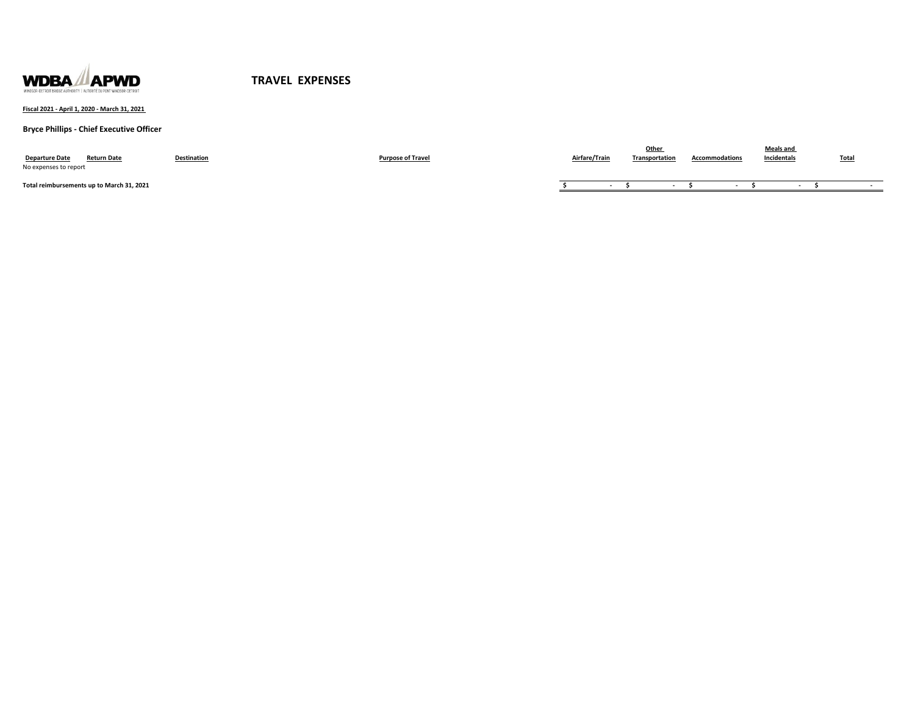# TRAVEL EXPENSES

**Fiscal 2021 - April 1, 2020 - March 31, 2021**

**Bryce Phillips - Chief Executive Officer**

| Departure Date | Return Date | Destination | Purpose of Travel | Airfare/Train | Other Transportation | Accommodations | Meals and Incidentals | Total |
|---|---|---|---|---|---|---|---|---|
| No expenses to report | | | | | | | | |
| **Total reimbursements up to March 31, 2021** | | | | $ - | $ - | $ - | $ - | $ - |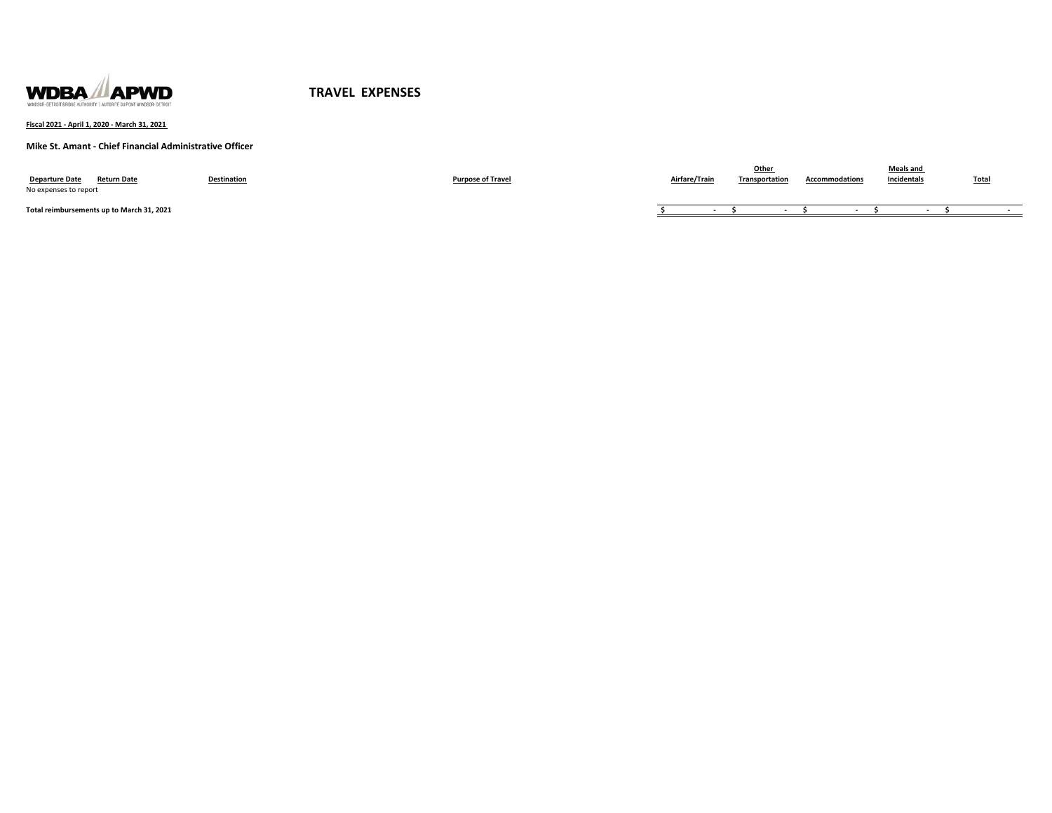WDBA APWD

WINDSOR-DETROIT BRIDGE AUTHORITY | AUTORITÉ DU PONT WINDSOR-DETROIT

# TRAVEL EXPENSES

**Fiscal 2021 - April 1, 2020 - March 31, 2021**

**Mike St. Amant - Chief Financial Administrative Officer**

| Departure Date | Return Date | Destination | Purpose of Travel | Airfare/Train | Other Transportation | Accommodations | Meals and Incidentals | Total |
|---|---|---|---|---|---|---|---|---|
| No expenses to report | | | | | | | | |
| **Total reimbursements up to March 31, 2021** | | | | $ - | $ - | $ - | $ - | $ - |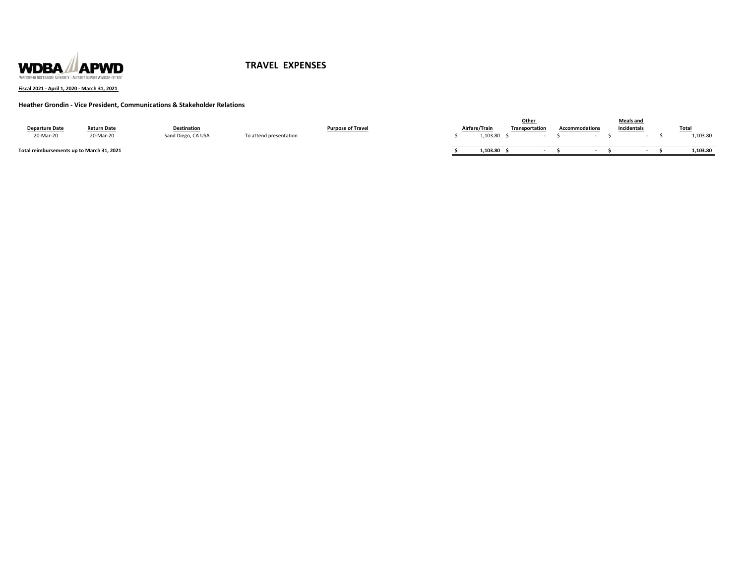WDBA APWD
WINDSOR-DETROIT BRIDGE AUTHORITY | AUTORITÉ DU PONT WINDSOR-DETROIT

# TRAVEL EXPENSES

**Fiscal 2021 - April 1, 2020 - March 31, 2021**

**Heather Grondin - Vice President, Communications & Stakeholder Relations**

| Departure Date | Return Date | Destination | Purpose of Travel | Airfare/Train | Other Transportation | Accommodations | Meals and Incidentals | Total |
|---|---|---|---|---|---|---|---|---|
| 20-Mar-20 | 20-Mar-20 | Sand Diego, CA USA | To attend presentation | $ 1,103.80 | $ - | $ - | $ - | $ 1,103.80 |
| **Total reimbursements up to March 31, 2021** | | | | **$ 1,103.80** | **$ -** | **$ -** | **$ -** | **$ 1,103.80** |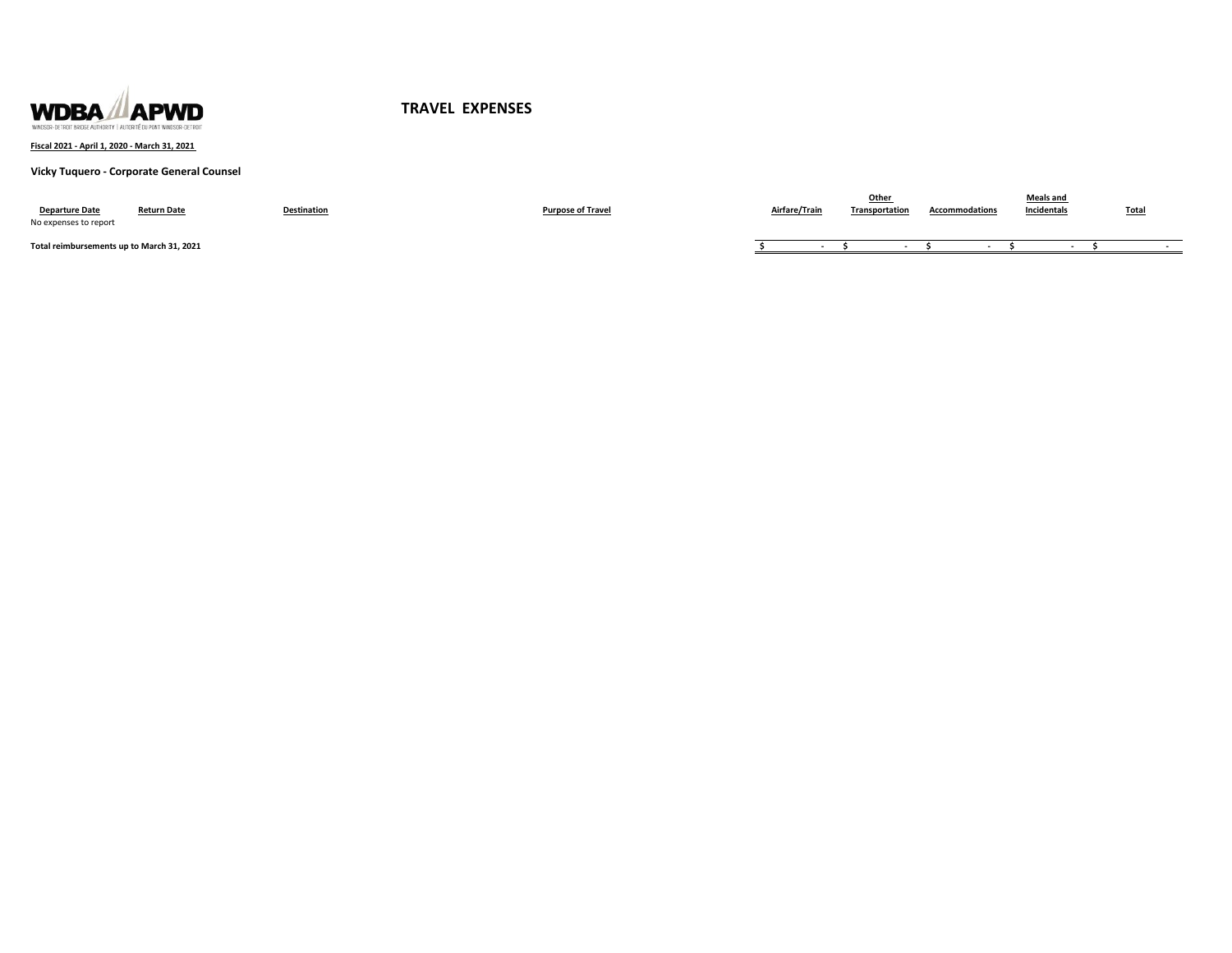WDBA APWD
WINDSOR-DETROIT BRIDGE AUTHORITY | AUTORITÉ DU PONT WINDSOR-DETROIT

# TRAVEL EXPENSES

**Fiscal 2021 - April 1, 2020 - March 31, 2021**

**Vicky Tuquero - Corporate General Counsel**

| Departure Date | Return Date | Destination | Purpose of Travel | Airfare/Train | Other Transportation | Accommodations | Meals and Incidentals | Total |
|---|---|---|---|---|---|---|---|---|
| No expenses to report | | | | | | | | |
| **Total reimbursements up to March 31, 2021** | | | | $ - | $ - | $ - | $ - | $ - |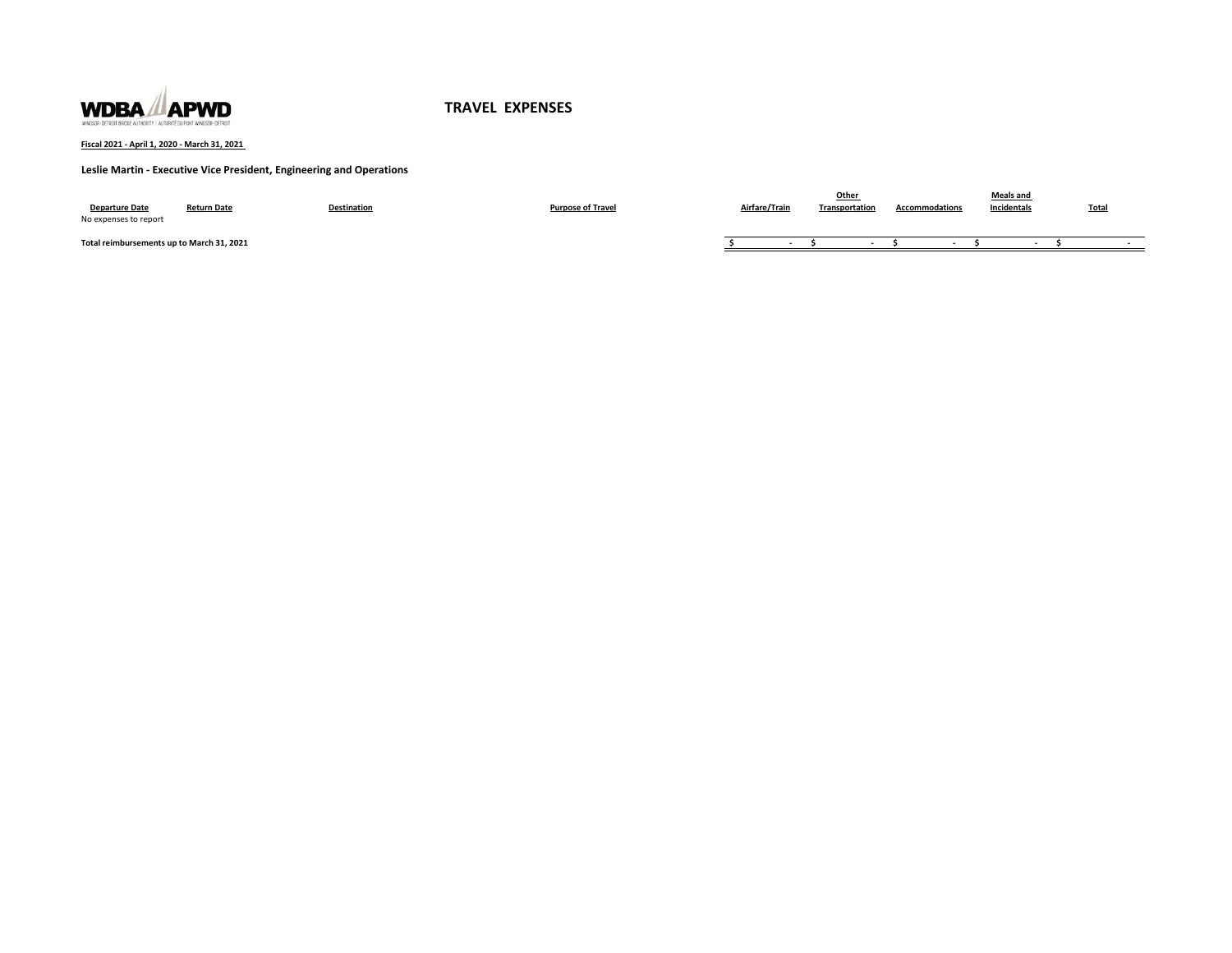WDBA APWD
WINDSOR-DETROIT BRIDGE AUTHORITY | AUTORITÉ DU PONT WINDSOR-DÉTROIT

# TRAVEL EXPENSES

**Fiscal 2021 - April 1, 2020 - March 31, 2021**

**Leslie Martin - Executive Vice President, Engineering and Operations**

| Departure Date | Return Date | Destination | Purpose of Travel | Airfare/Train | Other Transportation | Accommodations | Meals and Incidentals | Total |
|---|---|---|---|---|---|---|---|---|
| No expenses to report | | | | | | | | |
| **Total reimbursements up to March 31, 2021** | | | | **$ -** | **$ -** | **$ -** | **$ -** | **$ -** |